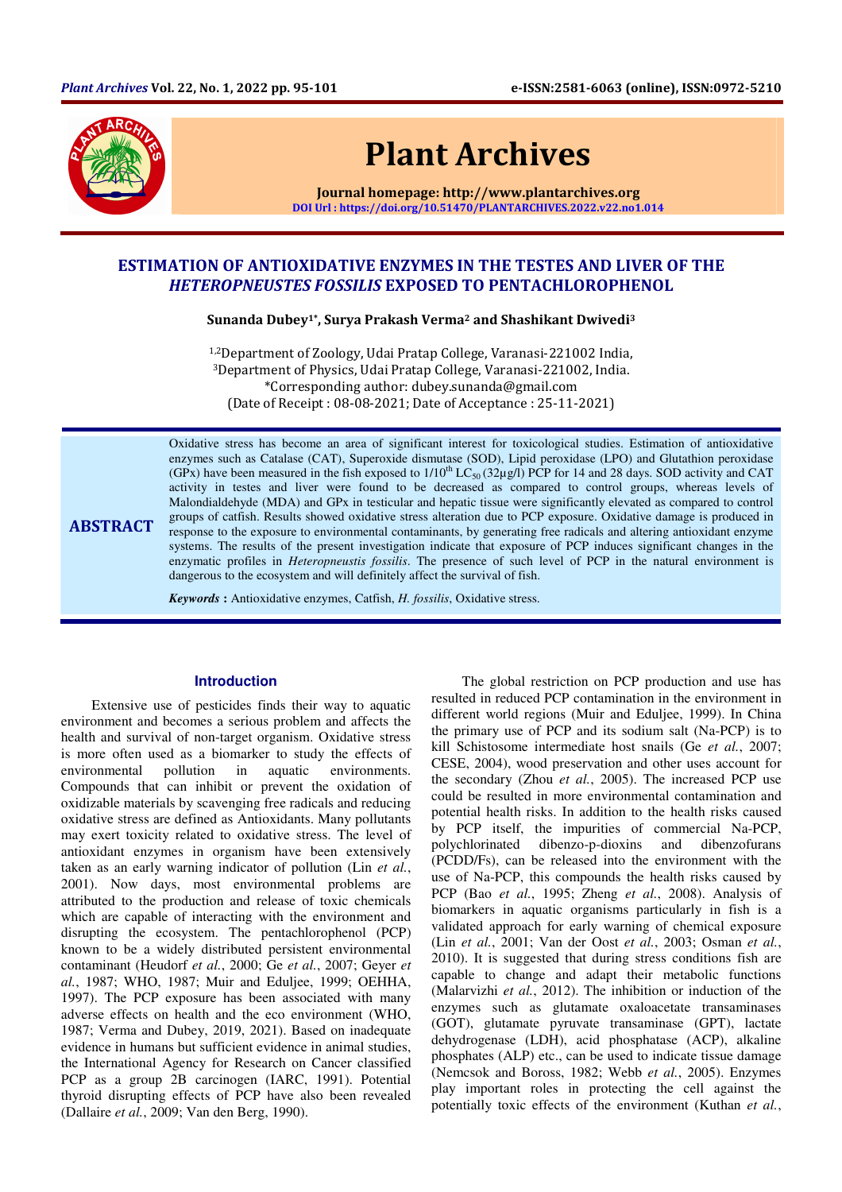# ESTIMATION OF ANTIOXIDATIVE ENZYMES IN THE TESTES AND LIVER OF THE *HETEROPNEUSTES FOSSILIS* EXPOSED TO PENTACHLOROPHENOL

**Sunanda Dubey[1*], Surya Prakash Verma[2] and Shashikant Dwivedi[3]**

[1,2]Department of Zoology, Udai Pratap College, Varanasi-221002 India,
[3]Department of Physics, Udai Pratap College, Varanasi-221002, India.
*Corresponding author: dubey.sunanda@gmail.com
(Date of Receipt : 08-08-2021; Date of Acceptance : 25-11-2021)

## ABSTRACT

Oxidative stress has become an area of significant interest for toxicological studies. Estimation of antioxidative enzymes such as Catalase (CAT), Superoxide dismutase (SOD), Lipid peroxidase (LPO) and Glutathion peroxidase (GPx) have been measured in the fish exposed to 1/10$^{th}$ $LC_{50}$ (32µg/l) PCP for 14 and 28 days. SOD activity and CAT activity in testes and liver were found to be decreased as compared to control groups, whereas levels of Malondialdehyde (MDA) and GPx in testicular and hepatic tissue were significantly elevated as compared to control groups of catfish. Results showed oxidative stress alteration due to PCP exposure. Oxidative damage is produced in response to the exposure to environmental contaminants, by generating free radicals and altering antioxidant enzyme systems. The results of the present investigation indicate that exposure of PCP induces significant changes in the enzymatic profiles in *Heteropneustis fossilis*. The presence of such level of PCP in the natural environment is dangerous to the ecosystem and will definitely affect the survival of fish.

***Keywords*** **:** Antioxidative enzymes, Catfish, *H. fossilis*, Oxidative stress.

## Introduction

Extensive use of pesticides finds their way to aquatic environment and becomes a serious problem and affects the health and survival of non-target organism. Oxidative stress is more often used as a biomarker to study the effects of environmental pollution in aquatic environments. Compounds that can inhibit or prevent the oxidation of oxidizable materials by scavenging free radicals and reducing oxidative stress are defined as Antioxidants. Many pollutants may exert toxicity related to oxidative stress. The level of antioxidant enzymes in organism have been extensively taken as an early warning indicator of pollution (Lin *et al.*, 2001). Now days, most environmental problems are attributed to the production and release of toxic chemicals which are capable of interacting with the environment and disrupting the ecosystem. The pentachlorophenol (PCP) known to be a widely distributed persistent environmental contaminant (Heudorf *et al.*, 2000; Ge *et al.*, 2007; Geyer *et al.*, 1987; WHO, 1987; Muir and Eduljee, 1999; OEHHA, 1997). The PCP exposure has been associated with many adverse effects on health and the eco environment (WHO, 1987; Verma and Dubey, 2019, 2021). Based on inadequate evidence in humans but sufficient evidence in animal studies, the International Agency for Research on Cancer classified PCP as a group 2B carcinogen (IARC, 1991). Potential thyroid disrupting effects of PCP have also been revealed (Dallaire *et al.*, 2009; Van den Berg, 1990).

The global restriction on PCP production and use has resulted in reduced PCP contamination in the environment in different world regions (Muir and Eduljee, 1999). In China the primary use of PCP and its sodium salt (Na-PCP) is to kill Schistosome intermediate host snails (Ge *et al.*, 2007; CESE, 2004), wood preservation and other uses account for the secondary (Zhou *et al.*, 2005). The increased PCP use could be resulted in more environmental contamination and potential health risks. In addition to the health risks caused by PCP itself, the impurities of commercial Na-PCP, polychlorinated dibenzo-p-dioxins and dibenzofurans (PCDD/Fs), can be released into the environment with the use of Na-PCP, this compounds the health risks caused by PCP (Bao *et al.*, 1995; Zheng *et al.*, 2008). Analysis of biomarkers in aquatic organisms particularly in fish is a validated approach for early warning of chemical exposure (Lin *et al.*, 2001; Van der Oost *et al.*, 2003; Osman *et al.*, 2010). It is suggested that during stress conditions fish are capable to change and adapt their metabolic functions (Malarvizhi *et al.*, 2012). The inhibition or induction of the enzymes such as glutamate oxaloacetate transaminases (GOT), glutamate pyruvate transaminase (GPT), lactate dehydrogenase (LDH), acid phosphatase (ACP), alkaline phosphates (ALP) etc., can be used to indicate tissue damage (Nemcsok and Boross, 1982; Webb *et al.*, 2005). Enzymes play important roles in protecting the cell against the potentially toxic effects of the environment (Kuthan *et al.*,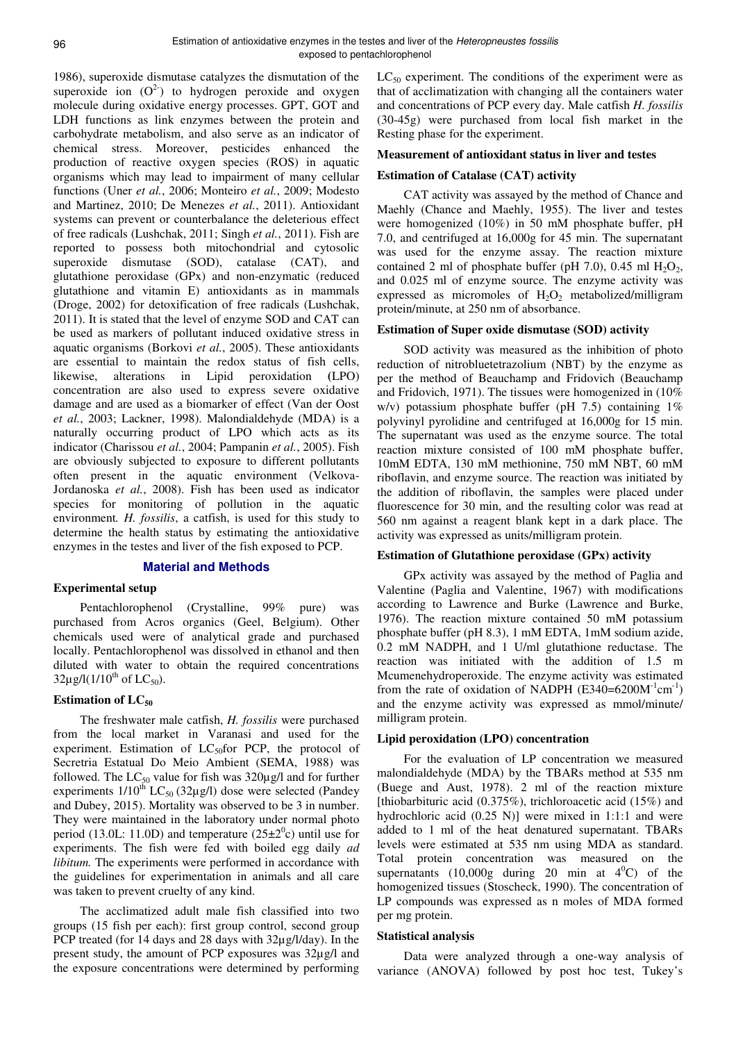1986), superoxide dismutase catalyzes the dismutation of the superoxide ion ($O^{2-}$) to hydrogen peroxide and oxygen molecule during oxidative energy processes. GPT, GOT and LDH functions as link enzymes between the protein and carbohydrate metabolism, and also serve as an indicator of chemical stress. Moreover, pesticides enhanced the production of reactive oxygen species (ROS) in aquatic organisms which may lead to impairment of many cellular functions (Uner *et al.*, 2006; Monteiro *et al.*, 2009; Modesto and Martinez, 2010; De Menezes *et al.*, 2011). Antioxidant systems can prevent or counterbalance the deleterious effect of free radicals (Lushchak, 2011; Singh *et al.*, 2011). Fish are reported to possess both mitochondrial and cytosolic superoxide dismutase (SOD), catalase (CAT), and glutathione peroxidase (GPx) and non-enzymatic (reduced glutathione and vitamin E) antioxidants as in mammals (Droge, 2002) for detoxification of free radicals (Lushchak, 2011). It is stated that the level of enzyme SOD and CAT can be used as markers of pollutant induced oxidative stress in aquatic organisms (Borkovi *et al.*, 2005). These antioxidants are essential to maintain the redox status of fish cells, likewise, alterations in Lipid peroxidation (LPO) concentration are also used to express severe oxidative damage and are used as a biomarker of effect (Van der Oost *et al.*, 2003; Lackner, 1998). Malondialdehyde (MDA) is a naturally occurring product of LPO which acts as its indicator (Charissou *et al.*, 2004; Pampanin *et al.*, 2005). Fish are obviously subjected to exposure to different pollutants often present in the aquatic environment (Velkova-Jordanoska *et al.*, 2008). Fish has been used as indicator species for monitoring of pollution in the aquatic environment*. H. fossilis*, a catfish, is used for this study to determine the health status by estimating the antioxidative enzymes in the testes and liver of the fish exposed to PCP.

## Material and Methods

### Experimental setup

Pentachlorophenol (Crystalline, 99% pure) was purchased from Acros organics (Geel, Belgium). Other chemicals used were of analytical grade and purchased locally. Pentachlorophenol was dissolved in ethanol and then diluted with water to obtain the required concentrations 32µg/l(1/10$^{th}$ of $LC_{50}$).

### Estimation of $LC_{50}$

The freshwater male catfish, *H. fossilis* were purchased from the local market in Varanasi and used for the experiment. Estimation of $LC_{50}$for PCP, the protocol of Secretria Estatual Do Meio Ambient (SEMA, 1988) was followed. The $LC_{50}$ value for fish was 320µg/l and for further experiments 1/10$^{th}$ $LC_{50}$ (32µg/l) dose were selected (Pandey and Dubey, 2015). Mortality was observed to be 3 in number. They were maintained in the laboratory under normal photo period (13.0L: 11.0D) and temperature (25±2$^{0}$c) until use for experiments. The fish were fed with boiled egg daily *ad libitum.* The experiments were performed in accordance with the guidelines for experimentation in animals and all care was taken to prevent cruelty of any kind.

The acclimatized adult male fish classified into two groups (15 fish per each): first group control, second group PCP treated (for 14 days and 28 days with 32µg/l/day). In the present study, the amount of PCP exposures was 32µg/l and the exposure concentrations were determined by performing $LC_{50}$ experiment. The conditions of the experiment were as that of acclimatization with changing all the containers water and concentrations of PCP every day. Male catfish *H. fossilis* (30-45g) were purchased from local fish market in the Resting phase for the experiment.

### Measurement of antioxidant status in liver and testes

### Estimation of Catalase (CAT) activity

CAT activity was assayed by the method of Chance and Maehly (Chance and Maehly, 1955). The liver and testes were homogenized (10%) in 50 mM phosphate buffer, pH 7.0, and centrifuged at 16,000g for 45 min. The supernatant was used for the enzyme assay. The reaction mixture contained 2 ml of phosphate buffer (pH 7.0), 0.45 ml $H_2O_2$, and 0.025 ml of enzyme source. The enzyme activity was expressed as micromoles of $H_2O_2$ metabolized/milligram protein/minute, at 250 nm of absorbance.

### Estimation of Super oxide dismutase (SOD) activity

SOD activity was measured as the inhibition of photo reduction of nitrobluetetrazolium (NBT) by the enzyme as per the method of Beauchamp and Fridovich (Beauchamp and Fridovich, 1971). The tissues were homogenized in (10% w/v) potassium phosphate buffer (pH 7.5) containing 1% polyvinyl pyrolidine and centrifuged at 16,000g for 15 min. The supernatant was used as the enzyme source. The total reaction mixture consisted of 100 mM phosphate buffer, 10mM EDTA, 130 mM methionine, 750 mM NBT, 60 mM riboflavin, and enzyme source. The reaction was initiated by the addition of riboflavin, the samples were placed under fluorescence for 30 min, and the resulting color was read at 560 nm against a reagent blank kept in a dark place. The activity was expressed as units/milligram protein.

### Estimation of Glutathione peroxidase (GPx) activity

GPx activity was assayed by the method of Paglia and Valentine (Paglia and Valentine, 1967) with modifications according to Lawrence and Burke (Lawrence and Burke, 1976). The reaction mixture contained 50 mM potassium phosphate buffer (pH 8.3), 1 mM EDTA, 1mM sodium azide, 0.2 mM NADPH, and 1 U/ml glutathione reductase. The reaction was initiated with the addition of 1.5 m Mcumenehydroperoxide. The enzyme activity was estimated from the rate of oxidation of NADPH ($E340=6200M^{-1}cm^{-1}$) and the enzyme activity was expressed as mmol/minute/ milligram protein.

### Lipid peroxidation (LPO) concentration

For the evaluation of LP concentration we measured malondialdehyde (MDA) by the TBARs method at 535 nm (Buege and Aust, 1978). 2 ml of the reaction mixture [thiobarbituric acid (0.375%), trichloroacetic acid (15%) and hydrochloric acid (0.25 N)] were mixed in 1:1:1 and were added to 1 ml of the heat denatured supernatant. TBARs levels were estimated at 535 nm using MDA as standard. Total protein concentration was measured on the supernatants (10,000g during 20 min at 4$^{0}$C) of the homogenized tissues (Stoscheck, 1990). The concentration of LP compounds was expressed as n moles of MDA formed per mg protein.

### Statistical analysis

Data were analyzed through a one-way analysis of variance (ANOVA) followed by post hoc test, Tukey's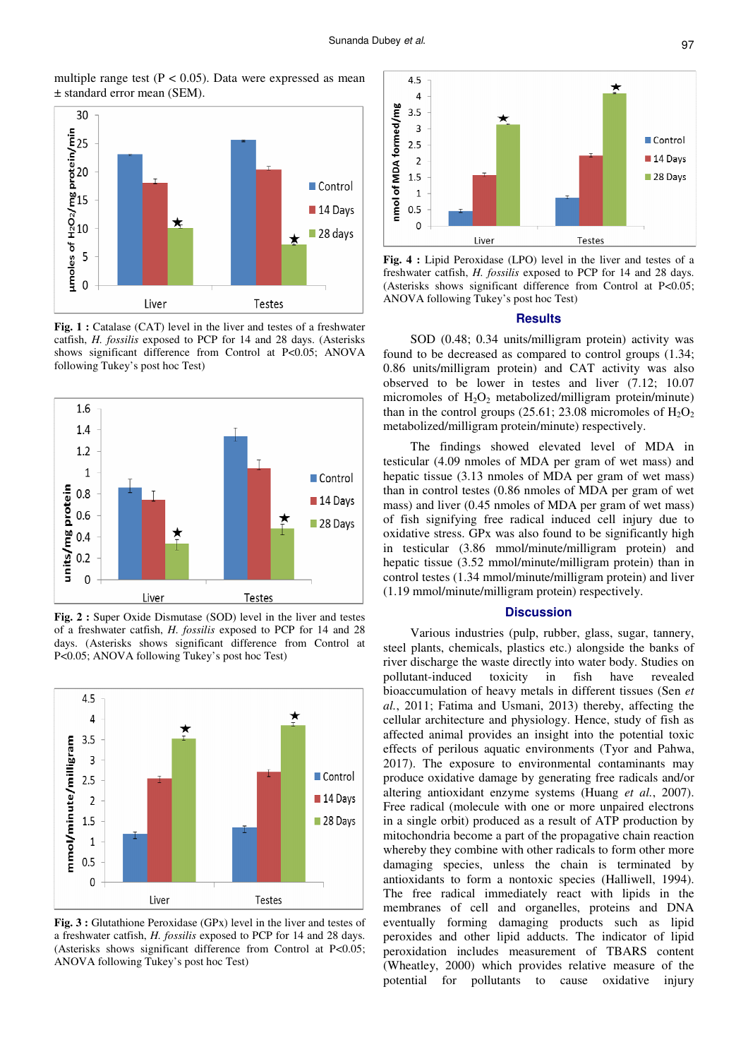multiple range test (P < 0.05). Data were expressed as mean ± standard error mean (SEM).

**Fig. 1 :** Catalase (CAT) level in the liver and testes of a freshwater catfish, *H. fossilis* exposed to PCP for 14 and 28 days. (Asterisks shows significant difference from Control at P<0.05; ANOVA following Tukey's post hoc Test)

**Fig. 2 :** Super Oxide Dismutase (SOD) level in the liver and testes of a freshwater catfish, *H. fossilis* exposed to PCP for 14 and 28 days. (Asterisks shows significant difference from Control at P<0.05; ANOVA following Tukey's post hoc Test)

**Fig. 3 :** Glutathione Peroxidase (GPx) level in the liver and testes of a freshwater catfish, *H. fossilis* exposed to PCP for 14 and 28 days. (Asterisks shows significant difference from Control at P<0.05; ANOVA following Tukey's post hoc Test)

**Fig. 4 :** Lipid Peroxidase (LPO) level in the liver and testes of a freshwater catfish, *H. fossilis* exposed to PCP for 14 and 28 days. (Asterisks shows significant difference from Control at P<0.05; ANOVA following Tukey's post hoc Test)

## Results

SOD (0.48; 0.34 units/milligram protein) activity was found to be decreased as compared to control groups (1.34; 0.86 units/milligram protein) and CAT activity was also observed to be lower in testes and liver (7.12; 10.07 micromoles of $H_2O_2$ metabolized/milligram protein/minute) than in the control groups (25.61; 23.08 micromoles of $H_2O_2$ metabolized/milligram protein/minute) respectively.

The findings showed elevated level of MDA in testicular (4.09 nmoles of MDA per gram of wet mass) and hepatic tissue (3.13 nmoles of MDA per gram of wet mass) than in control testes (0.86 nmoles of MDA per gram of wet mass) and liver (0.45 nmoles of MDA per gram of wet mass) of fish signifying free radical induced cell injury due to oxidative stress. GPx was also found to be significantly high in testicular (3.86 mmol/minute/milligram protein) and hepatic tissue (3.52 mmol/minute/milligram protein) than in control testes (1.34 mmol/minute/milligram protein) and liver (1.19 mmol/minute/milligram protein) respectively.

## Discussion

Various industries (pulp, rubber, glass, sugar, tannery, steel plants, chemicals, plastics etc.) alongside the banks of river discharge the waste directly into water body. Studies on pollutant-induced toxicity in fish have revealed bioaccumulation of heavy metals in different tissues (Sen *et al.*, 2011; Fatima and Usmani, 2013) thereby, affecting the cellular architecture and physiology. Hence, study of fish as affected animal provides an insight into the potential toxic effects of perilous aquatic environments (Tyor and Pahwa, 2017). The exposure to environmental contaminants may produce oxidative damage by generating free radicals and/or altering antioxidant enzyme systems (Huang *et al.*, 2007). Free radical (molecule with one or more unpaired electrons in a single orbit) produced as a result of ATP production by mitochondria become a part of the propagative chain reaction whereby they combine with other radicals to form other more damaging species, unless the chain is terminated by antioxidants to form a nontoxic species (Halliwell, 1994). The free radical immediately react with lipids in the membranes of cell and organelles, proteins and DNA eventually forming damaging products such as lipid peroxides and other lipid adducts. The indicator of lipid peroxidation includes measurement of TBARS content (Wheatley, 2000) which provides relative measure of the potential for pollutants to cause oxidative injury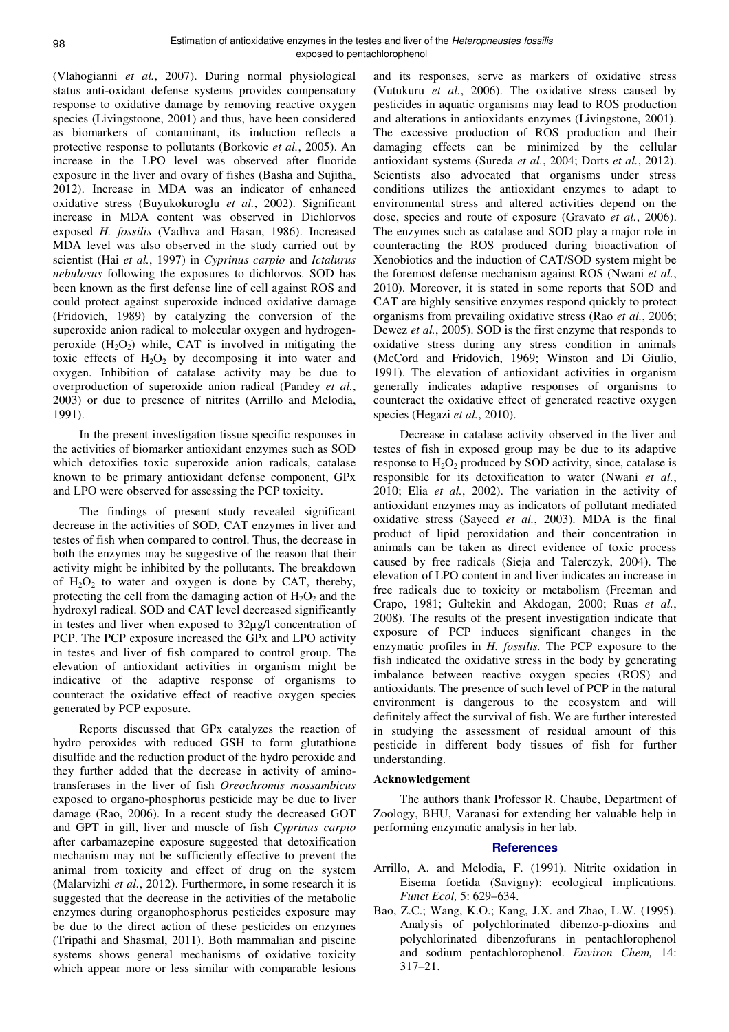(Vlahogianni *et al.*, 2007). During normal physiological status anti-oxidant defense systems provides compensatory response to oxidative damage by removing reactive oxygen species (Livingstoone, 2001) and thus, have been considered as biomarkers of contaminant, its induction reflects a protective response to pollutants (Borkovic *et al.*, 2005). An increase in the LPO level was observed after fluoride exposure in the liver and ovary of fishes (Basha and Sujitha, 2012). Increase in MDA was an indicator of enhanced oxidative stress (Buyukokuroglu *et al.*, 2002). Significant increase in MDA content was observed in Dichlorvos exposed *H. fossilis* (Vadhva and Hasan, 1986). Increased MDA level was also observed in the study carried out by scientist (Hai *et al.*, 1997) in *Cyprinus carpio* and *Ictalurus nebulosus* following the exposures to dichlorvos. SOD has been known as the first defense line of cell against ROS and could protect against superoxide induced oxidative damage (Fridovich, 1989) by catalyzing the conversion of the superoxide anion radical to molecular oxygen and hydrogen-peroxide ($H_2O_2$) while, CAT is involved in mitigating the toxic effects of $H_2O_2$ by decomposing it into water and oxygen. Inhibition of catalase activity may be due to overproduction of superoxide anion radical (Pandey *et al.*, 2003) or due to presence of nitrites (Arrillo and Melodia, 1991).

In the present investigation tissue specific responses in the activities of biomarker antioxidant enzymes such as SOD which detoxifies toxic superoxide anion radicals, catalase known to be primary antioxidant defense component, GPx and LPO were observed for assessing the PCP toxicity.

The findings of present study revealed significant decrease in the activities of SOD, CAT enzymes in liver and testes of fish when compared to control. Thus, the decrease in both the enzymes may be suggestive of the reason that their activity might be inhibited by the pollutants. The breakdown of $H_2O_2$ to water and oxygen is done by CAT, thereby, protecting the cell from the damaging action of $H_2O_2$ and the hydroxyl radical. SOD and CAT level decreased significantly in testes and liver when exposed to 32µg/l concentration of PCP. The PCP exposure increased the GPx and LPO activity in testes and liver of fish compared to control group. The elevation of antioxidant activities in organism might be indicative of the adaptive response of organisms to counteract the oxidative effect of reactive oxygen species generated by PCP exposure.

Reports discussed that GPx catalyzes the reaction of hydro peroxides with reduced GSH to form glutathione disulfide and the reduction product of the hydro peroxide and they further added that the decrease in activity of amino-transferases in the liver of fish *Oreochromis mossambicus* exposed to organo-phosphorus pesticide may be due to liver damage (Rao, 2006). In a recent study the decreased GOT and GPT in gill, liver and muscle of fish *Cyprinus carpio* after carbamazepine exposure suggested that detoxification mechanism may not be sufficiently effective to prevent the animal from toxicity and effect of drug on the system (Malarvizhi *et al.*, 2012). Furthermore, in some research it is suggested that the decrease in the activities of the metabolic enzymes during organophosphorus pesticides exposure may be due to the direct action of these pesticides on enzymes (Tripathi and Shasmal, 2011). Both mammalian and piscine systems shows general mechanisms of oxidative toxicity which appear more or less similar with comparable lesions and its responses, serve as markers of oxidative stress (Vutukuru *et al.*, 2006). The oxidative stress caused by pesticides in aquatic organisms may lead to ROS production and alterations in antioxidants enzymes (Livingstone, 2001). The excessive production of ROS production and their damaging effects can be minimized by the cellular antioxidant systems (Sureda *et al.*, 2004; Dorts *et al.*, 2012). Scientists also advocated that organisms under stress conditions utilizes the antioxidant enzymes to adapt to environmental stress and altered activities depend on the dose, species and route of exposure (Gravato *et al.*, 2006). The enzymes such as catalase and SOD play a major role in counteracting the ROS produced during bioactivation of Xenobiotics and the induction of CAT/SOD system might be the foremost defense mechanism against ROS (Nwani *et al.*, 2010). Moreover, it is stated in some reports that SOD and CAT are highly sensitive enzymes respond quickly to protect organisms from prevailing oxidative stress (Rao *et al.*, 2006; Dewez *et al.*, 2005). SOD is the first enzyme that responds to oxidative stress during any stress condition in animals (McCord and Fridovich, 1969; Winston and Di Giulio, 1991). The elevation of antioxidant activities in organism generally indicates adaptive responses of organisms to counteract the oxidative effect of generated reactive oxygen species (Hegazi *et al.*, 2010).

Decrease in catalase activity observed in the liver and testes of fish in exposed group may be due to its adaptive response to $H_2O_2$ produced by SOD activity, since, catalase is responsible for its detoxification to water (Nwani *et al.*, 2010; Elia *et al.*, 2002). The variation in the activity of antioxidant enzymes may as indicators of pollutant mediated oxidative stress (Sayeed *et al.*, 2003). MDA is the final product of lipid peroxidation and their concentration in animals can be taken as direct evidence of toxic process caused by free radicals (Sieja and Talerczyk, 2004). The elevation of LPO content in and liver indicates an increase in free radicals due to toxicity or metabolism (Freeman and Crapo, 1981; Gultekin and Akdogan, 2000; Ruas *et al.*, 2008). The results of the present investigation indicate that exposure of PCP induces significant changes in the enzymatic profiles in *H. fossilis.* The PCP exposure to the fish indicated the oxidative stress in the body by generating imbalance between reactive oxygen species (ROS) and antioxidants. The presence of such level of PCP in the natural environment is dangerous to the ecosystem and will definitely affect the survival of fish. We are further interested in studying the assessment of residual amount of this pesticide in different body tissues of fish for further understanding.

### Acknowledgement

The authors thank Professor R. Chaube, Department of Zoology, BHU, Varanasi for extending her valuable help in performing enzymatic analysis in her lab.

## References

- Arrillo, A. and Melodia, F. (1991). Nitrite oxidation in Eisema foetida (Savigny): ecological implications. *Funct Ecol,* 5: 629–634.
- Bao, Z.C.; Wang, K.O.; Kang, J.X. and Zhao, L.W. (1995). Analysis of polychlorinated dibenzo-p-dioxins and polychlorinated dibenzofurans in pentachlorophenol and sodium pentachlorophenol. *Environ Chem,* 14: 317–21.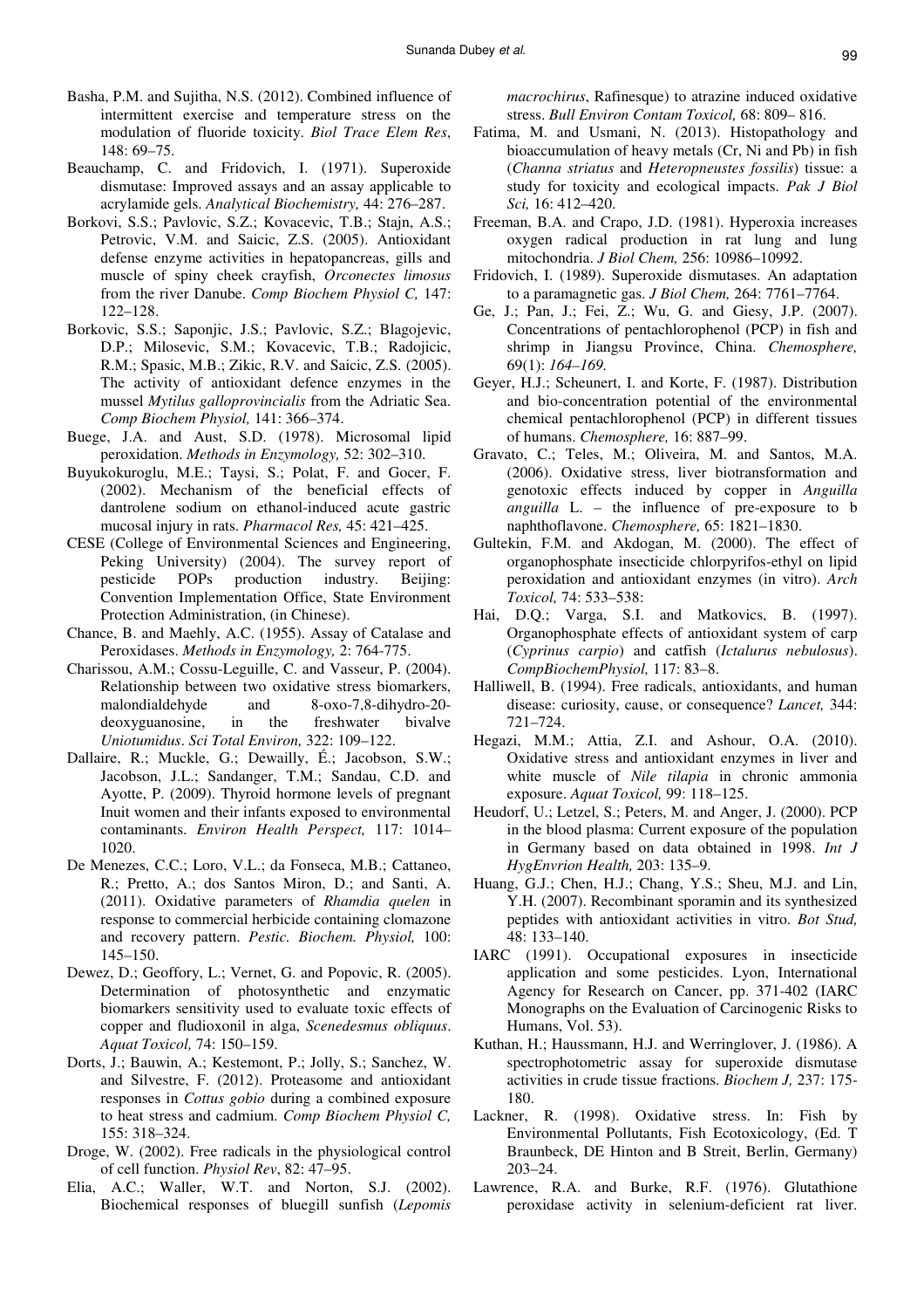Basha, P.M. and Sujitha, N.S. (2012). Combined influence of intermittent exercise and temperature stress on the modulation of fluoride toxicity. *Biol Trace Elem Res*, 148: 69–75.

Beauchamp, C. and Fridovich, I. (1971). Superoxide dismutase: Improved assays and an assay applicable to acrylamide gels. *Analytical Biochemistry,* 44: 276–287.

Borkovi, S.S.; Pavlovic, S.Z.; Kovacevic, T.B.; Stajn, A.S.; Petrovic, V.M. and Saicic, Z.S. (2005). Antioxidant defense enzyme activities in hepatopancreas, gills and muscle of spiny cheek crayfish, *Orconectes limosus* from the river Danube. *Comp Biochem Physiol C,* 147: 122–128.

Borkovic, S.S.; Saponjic, J.S.; Pavlovic, S.Z.; Blagojevic, D.P.; Milosevic, S.M.; Kovacevic, T.B.; Radojicic, R.M.; Spasic, M.B.; Zikic, R.V. and Saicic, Z.S. (2005). The activity of antioxidant defence enzymes in the mussel *Mytilus galloprovincialis* from the Adriatic Sea. *Comp Biochem Physiol,* 141: 366–374.

Buege, J.A. and Aust, S.D. (1978). Microsomal lipid peroxidation. *Methods in Enzymology,* 52: 302–310.

Buyukokuroglu, M.E.; Taysi, S.; Polat, F. and Gocer, F. (2002). Mechanism of the beneficial effects of dantrolene sodium on ethanol-induced acute gastric mucosal injury in rats. *Pharmacol Res,* 45: 421–425.

CESE (College of Environmental Sciences and Engineering, Peking University) (2004). The survey report of pesticide POPs production industry. Beijing: Convention Implementation Office, State Environment Protection Administration, (in Chinese).

Chance, B. and Maehly, A.C. (1955). Assay of Catalase and Peroxidases. *Methods in Enzymology,* 2: 764-775.

Charissou, A.M.; Cossu-Leguille, C. and Vasseur, P. (2004). Relationship between two oxidative stress biomarkers, malondialdehyde and 8-oxo-7,8-dihydro-20-deoxyguanosine, in the freshwater bivalve *Uniotumidus*. *Sci Total Environ,* 322: 109–122.

Dallaire, R.; Muckle, G.; Dewailly, É.; Jacobson, S.W.; Jacobson, J.L.; Sandanger, T.M.; Sandau, C.D. and Ayotte, P. (2009). Thyroid hormone levels of pregnant Inuit women and their infants exposed to environmental contaminants. *Environ Health Perspect,* 117: 1014–1020.

De Menezes, C.C.; Loro, V.L.; da Fonseca, M.B.; Cattaneo, R.; Pretto, A.; dos Santos Miron, D.; and Santi, A. (2011). Oxidative parameters of *Rhamdia quelen* in response to commercial herbicide containing clomazone and recovery pattern. *Pestic. Biochem. Physiol,* 100: 145–150.

Dewez, D.; Geoffory, L.; Vernet, G. and Popovic, R. (2005). Determination of photosynthetic and enzymatic biomarkers sensitivity used to evaluate toxic effects of copper and fludioxonil in alga, *Scenedesmus obliquus*. *Aquat Toxicol,* 74: 150–159.

Dorts, J.; Bauwin, A.; Kestemont, P.; Jolly, S.; Sanchez, W. and Silvestre, F. (2012). Proteasome and antioxidant responses in *Cottus gobio* during a combined exposure to heat stress and cadmium. *Comp Biochem Physiol C,* 155: 318–324.

Droge, W. (2002). Free radicals in the physiological control of cell function. *Physiol Rev*, 82: 47–95.

Elia, A.C.; Waller, W.T. and Norton, S.J. (2002). Biochemical responses of bluegill sunfish (*Lepomis macrochirus*, Rafinesque) to atrazine induced oxidative stress. *Bull Environ Contam Toxicol,* 68: 809– 816.

Fatima, M. and Usmani, N. (2013). Histopathology and bioaccumulation of heavy metals (Cr, Ni and Pb) in fish (*Channa striatus* and *Heteropneustes fossilis*) tissue: a study for toxicity and ecological impacts. *Pak J Biol Sci,* 16: 412–420.

Freeman, B.A. and Crapo, J.D. (1981). Hyperoxia increases oxygen radical production in rat lung and lung mitochondria. *J Biol Chem,* 256: 10986–10992.

Fridovich, I. (1989). Superoxide dismutases. An adaptation to a paramagnetic gas. *J Biol Chem,* 264: 7761–7764.

Ge, J.; Pan, J.; Fei, Z.; Wu, G. and Giesy, J.P. (2007). Concentrations of pentachlorophenol (PCP) in fish and shrimp in Jiangsu Province, China. *Chemosphere,* 69(1): *164–169.*

Geyer, H.J.; Scheunert, I. and Korte, F. (1987). Distribution and bio-concentration potential of the environmental chemical pentachlorophenol (PCP) in different tissues of humans. *Chemosphere,* 16: 887–99.

Gravato, C.; Teles, M.; Oliveira, M. and Santos, M.A. (2006). Oxidative stress, liver biotransformation and genotoxic effects induced by copper in *Anguilla anguilla* L. – the influence of pre-exposure to b naphthoflavone. *Chemosphere,* 65: 1821–1830.

Gultekin, F.M. and Akdogan, M. (2000). The effect of organophosphate insecticide chlorpyrifos-ethyl on lipid peroxidation and antioxidant enzymes (in vitro). *Arch Toxicol,* 74: 533–538:

Hai, D.Q.; Varga, S.I. and Matkovics, B. (1997). Organophosphate effects of antioxidant system of carp (*Cyprinus carpio*) and catfish (*Ictalurus nebulosus*). *CompBiochemPhysiol,* 117: 83–8.

Halliwell, B. (1994). Free radicals, antioxidants, and human disease: curiosity, cause, or consequence? *Lancet,* 344: 721–724.

Hegazi, M.M.; Attia, Z.I. and Ashour, O.A. (2010). Oxidative stress and antioxidant enzymes in liver and white muscle of *Nile tilapia* in chronic ammonia exposure. *Aquat Toxicol,* 99: 118–125.

Heudorf, U.; Letzel, S.; Peters, M. and Anger, J. (2000). PCP in the blood plasma: Current exposure of the population in Germany based on data obtained in 1998. *Int J HygEnvrion Health,* 203: 135–9.

Huang, G.J.; Chen, H.J.; Chang, Y.S.; Sheu, M.J. and Lin, Y.H. (2007). Recombinant sporamin and its synthesized peptides with antioxidant activities in vitro. *Bot Stud,* 48: 133–140.

IARC (1991). Occupational exposures in insecticide application and some pesticides. Lyon, International Agency for Research on Cancer, pp. 371-402 (IARC Monographs on the Evaluation of Carcinogenic Risks to Humans, Vol. 53).

Kuthan, H.; Haussmann, H.J. and Werringlover, J. (1986). A spectrophotometric assay for superoxide dismutase activities in crude tissue fractions. *Biochem J,* 237: 175-180.

Lackner, R. (1998). Oxidative stress. In: Fish by Environmental Pollutants, Fish Ecotoxicology, (Ed. T Braunbeck, DE Hinton and B Streit, Berlin, Germany) 203–24.

Lawrence, R.A. and Burke, R.F. (1976). Glutathione peroxidase activity in selenium-deficient rat liver.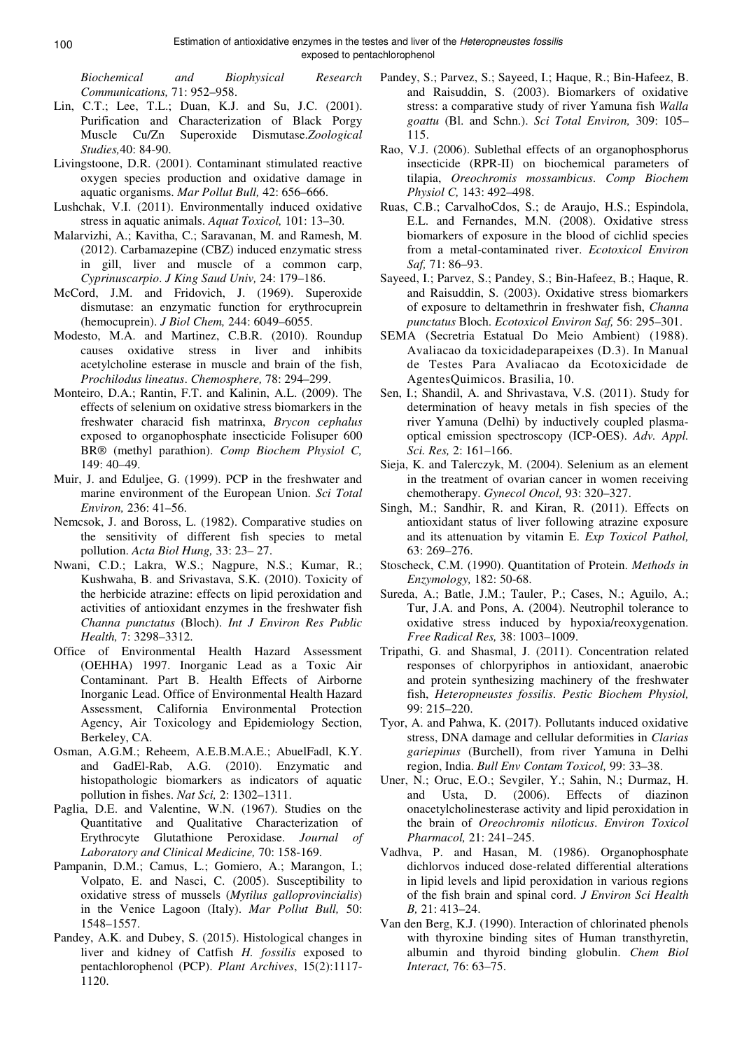*Biochemical and Biophysical Research Communications,* 71: 952–958.

Lin, C.T.; Lee, T.L.; Duan, K.J. and Su, J.C. (2001). Purification and Characterization of Black Porgy Muscle Cu/Zn Superoxide Dismutase.*Zoological Studies,*40: 84-90.

Livingstoone, D.R. (2001). Contaminant stimulated reactive oxygen species production and oxidative damage in aquatic organisms. *Mar Pollut Bull,* 42: 656–666.

Lushchak, V.I. (2011). Environmentally induced oxidative stress in aquatic animals. *Aquat Toxicol,* 101: 13–30.

Malarvizhi, A.; Kavitha, C.; Saravanan, M. and Ramesh, M. (2012). Carbamazepine (CBZ) induced enzymatic stress in gill, liver and muscle of a common carp, *Cyprinuscarpio*. *J King Saud Univ,* 24: 179–186.

McCord, J.M. and Fridovich, J. (1969). Superoxide dismutase: an enzymatic function for erythrocuprein (hemocuprein). *J Biol Chem,* 244: 6049–6055.

Modesto, M.A. and Martinez, C.B.R. (2010). Roundup causes oxidative stress in liver and inhibits acetylcholine esterase in muscle and brain of the fish, *Prochilodus lineatus*. *Chemosphere,* 78: 294–299.

Monteiro, D.A.; Rantin, F.T. and Kalinin, A.L. (2009). The effects of selenium on oxidative stress biomarkers in the freshwater characid fish matrinxa, *Brycon cephalus* exposed to organophosphate insecticide Folisuper 600 BR® (methyl parathion). *Comp Biochem Physiol C,* 149: 40–49.

Muir, J. and Eduljee, G. (1999). PCP in the freshwater and marine environment of the European Union. *Sci Total Environ,* 236: 41–56.

Nemcsok, J. and Boross, L. (1982). Comparative studies on the sensitivity of different fish species to metal pollution. *Acta Biol Hung,* 33: 23– 27.

Nwani, C.D.; Lakra, W.S.; Nagpure, N.S.; Kumar, R.; Kushwaha, B. and Srivastava, S.K. (2010). Toxicity of the herbicide atrazine: effects on lipid peroxidation and activities of antioxidant enzymes in the freshwater fish *Channa punctatus* (Bloch). *Int J Environ Res Public Health,* 7: 3298–3312.

Office of Environmental Health Hazard Assessment (OEHHA) 1997. Inorganic Lead as a Toxic Air Contaminant. Part B. Health Effects of Airborne Inorganic Lead. Office of Environmental Health Hazard Assessment, California Environmental Protection Agency, Air Toxicology and Epidemiology Section, Berkeley, CA.

Osman, A.G.M.; Reheem, A.E.B.M.A.E.; AbuelFadl, K.Y. and GadEl-Rab, A.G. (2010). Enzymatic and histopathologic biomarkers as indicators of aquatic pollution in fishes. *Nat Sci,* 2: 1302–1311.

Paglia, D.E. and Valentine, W.N. (1967). Studies on the Quantitative and Qualitative Characterization of Erythrocyte Glutathione Peroxidase. *Journal of Laboratory and Clinical Medicine,* 70: 158-169.

Pampanin, D.M.; Camus, L.; Gomiero, A.; Marangon, I.; Volpato, E. and Nasci, C. (2005). Susceptibility to oxidative stress of mussels (*Mytilus galloprovincialis*) in the Venice Lagoon (Italy). *Mar Pollut Bull,* 50: 1548–1557.

Pandey, A.K. and Dubey, S. (2015). Histological changes in liver and kidney of Catfish *H. fossilis* exposed to pentachlorophenol (PCP). *Plant Archives*, 15(2):1117-1120.

Pandey, S.; Parvez, S.; Sayeed, I.; Haque, R.; Bin-Hafeez, B. and Raisuddin, S. (2003). Biomarkers of oxidative stress: a comparative study of river Yamuna fish *Walla goattu* (Bl. and Schn.). *Sci Total Environ,* 309: 105–115.

Rao, V.J. (2006). Sublethal effects of an organophosphorus insecticide (RPR-II) on biochemical parameters of tilapia, *Oreochromis mossambicus*. *Comp Biochem Physiol C,* 143: 492–498.

Ruas, C.B.; CarvalhoCdos, S.; de Araujo, H.S.; Espindola, E.L. and Fernandes, M.N. (2008). Oxidative stress biomarkers of exposure in the blood of cichlid species from a metal-contaminated river. *Ecotoxicol Environ Saf,* 71: 86–93.

Sayeed, I.; Parvez, S.; Pandey, S.; Bin-Hafeez, B.; Haque, R. and Raisuddin, S. (2003). Oxidative stress biomarkers of exposure to deltamethrin in freshwater fish, *Channa punctatus* Bloch. *Ecotoxicol Environ Saf,* 56: 295–301.

SEMA (Secretria Estatual Do Meio Ambient) (1988). Avaliacao da toxicidadeparapeixes (D.3). In Manual de Testes Para Avaliacao da Ecotoxicidade de AgentesQuimicos. Brasilia, 10.

Sen, I.; Shandil, A. and Shrivastava, V.S. (2011). Study for determination of heavy metals in fish species of the river Yamuna (Delhi) by inductively coupled plasma-optical emission spectroscopy (ICP-OES). *Adv. Appl. Sci. Res,* 2: 161–166.

Sieja, K. and Talerczyk, M. (2004). Selenium as an element in the treatment of ovarian cancer in women receiving chemotherapy. *Gynecol Oncol,* 93: 320–327.

Singh, M.; Sandhir, R. and Kiran, R. (2011). Effects on antioxidant status of liver following atrazine exposure and its attenuation by vitamin E. *Exp Toxicol Pathol,* 63: 269–276.

Stoscheck, C.M. (1990). Quantitation of Protein. *Methods in Enzymology,* 182: 50-68.

Sureda, A.; Batle, J.M.; Tauler, P.; Cases, N.; Aguilo, A.; Tur, J.A. and Pons, A. (2004). Neutrophil tolerance to oxidative stress induced by hypoxia/reoxygenation. *Free Radical Res,* 38: 1003–1009.

Tripathi, G. and Shasmal, J. (2011). Concentration related responses of chlorpyriphos in antioxidant, anaerobic and protein synthesizing machinery of the freshwater fish, *Heteropneustes fossilis*. *Pestic Biochem Physiol,* 99: 215–220.

Tyor, A. and Pahwa, K. (2017). Pollutants induced oxidative stress, DNA damage and cellular deformities in *Clarias gariepinus* (Burchell), from river Yamuna in Delhi region, India. *Bull Env Contam Toxicol,* 99: 33–38.

Uner, N.; Oruc, E.O.; Sevgiler, Y.; Sahin, N.; Durmaz, H. and Usta, D. (2006). Effects of diazinon onacetylcholinesterase activity and lipid peroxidation in the brain of *Oreochromis niloticus*. *Environ Toxicol Pharmacol,* 21: 241–245.

Vadhva, P. and Hasan, M. (1986). Organophosphate dichlorvos induced dose-related differential alterations in lipid levels and lipid peroxidation in various regions of the fish brain and spinal cord. *J Environ Sci Health B,* 21: 413–24.

Van den Berg, K.J. (1990). Interaction of chlorinated phenols with thyroxine binding sites of Human transthyretin, albumin and thyroid binding globulin. *Chem Biol Interact,* 76: 63–75.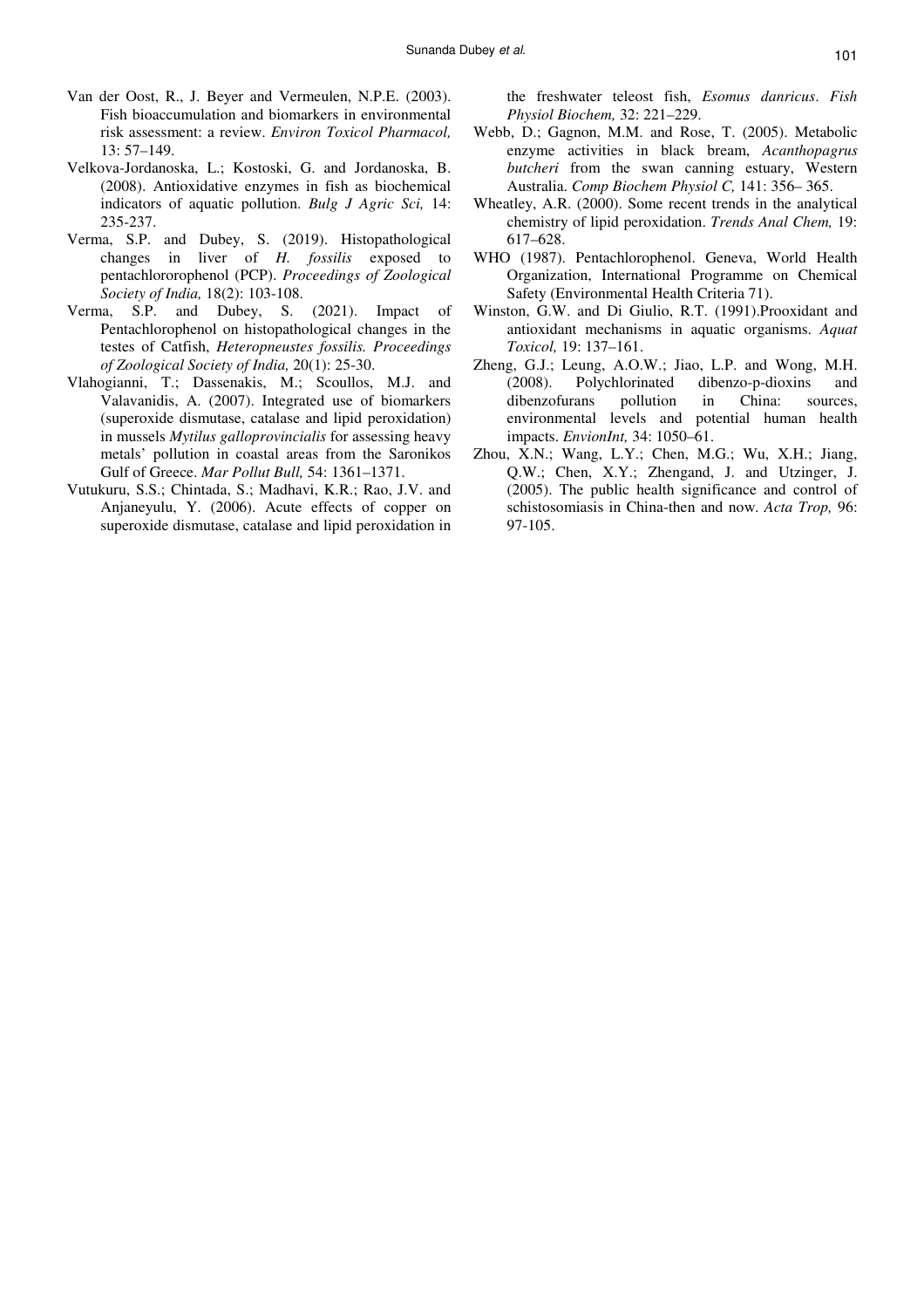Van der Oost, R., J. Beyer and Vermeulen, N.P.E. (2003). Fish bioaccumulation and biomarkers in environmental risk assessment: a review. *Environ Toxicol Pharmacol,* 13: 57–149.

Velkova-Jordanoska, L.; Kostoski, G. and Jordanoska, B. (2008). Antioxidative enzymes in fish as biochemical indicators of aquatic pollution. *Bulg J Agric Sci,* 14: 235-237.

Verma, S.P. and Dubey, S. (2019). Histopathological changes in liver of *H. fossilis* exposed to pentachlororophenol (PCP). *Proceedings of Zoological Society of India,* 18(2): 103-108.

Verma, S.P. and Dubey, S. (2021). Impact of Pentachlorophenol on histopathological changes in the testes of Catfish, *Heteropneustes fossilis. Proceedings of Zoological Society of India,* 20(1): 25-30.

Vlahogianni, T.; Dassenakis, M.; Scoullos, M.J. and Valavanidis, A. (2007). Integrated use of biomarkers (superoxide dismutase, catalase and lipid peroxidation) in mussels *Mytilus galloprovincialis* for assessing heavy metals' pollution in coastal areas from the Saronikos Gulf of Greece. *Mar Pollut Bull,* 54: 1361–1371.

Vutukuru, S.S.; Chintada, S.; Madhavi, K.R.; Rao, J.V. and Anjaneyulu, Y. (2006). Acute effects of copper on superoxide dismutase, catalase and lipid peroxidation in the freshwater teleost fish, *Esomus danricus*. *Fish Physiol Biochem,* 32: 221–229.

Webb, D.; Gagnon, M.M. and Rose, T. (2005). Metabolic enzyme activities in black bream, *Acanthopagrus butcheri* from the swan canning estuary, Western Australia. *Comp Biochem Physiol C,* 141: 356– 365.

Wheatley, A.R. (2000). Some recent trends in the analytical chemistry of lipid peroxidation. *Trends Anal Chem,* 19: 617–628.

WHO (1987). Pentachlorophenol. Geneva, World Health Organization, International Programme on Chemical Safety (Environmental Health Criteria 71).

Winston, G.W. and Di Giulio, R.T. (1991).Prooxidant and antioxidant mechanisms in aquatic organisms. *Aquat Toxicol,* 19: 137–161.

Zheng, G.J.; Leung, A.O.W.; Jiao, L.P. and Wong, M.H. (2008). Polychlorinated dibenzo-p-dioxins and dibenzofurans pollution in China: sources, environmental levels and potential human health impacts. *EnvionInt,* 34: 1050–61.

Zhou, X.N.; Wang, L.Y.; Chen, M.G.; Wu, X.H.; Jiang, Q.W.; Chen, X.Y.; Zhengand, J. and Utzinger, J. (2005). The public health significance and control of schistosomiasis in China-then and now. *Acta Trop,* 96: 97-105.